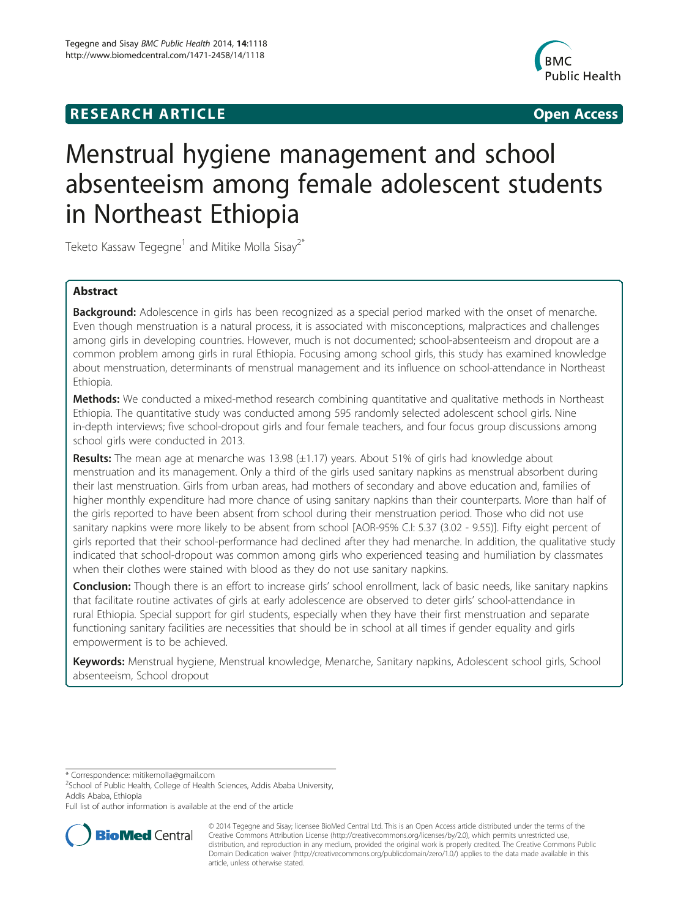RESEARCH ARTICLE Open Access

# Menstrual hygiene management and school absenteeism among female adolescent students in Northeast Ethiopia

Teketo Kassaw Tegegne[1] and Mitike Molla Sisay[2*]

## Abstract

**Background:** Adolescence in girls has been recognized as a special period marked with the onset of menarche. Even though menstruation is a natural process, it is associated with misconceptions, malpractices and challenges among girls in developing countries. However, much is not documented; school-absenteeism and dropout are a common problem among girls in rural Ethiopia. Focusing among school girls, this study has examined knowledge about menstruation, determinants of menstrual management and its influence on school-attendance in Northeast Ethiopia.

**Methods:** We conducted a mixed-method research combining quantitative and qualitative methods in Northeast Ethiopia. The quantitative study was conducted among 595 randomly selected adolescent school girls. Nine in-depth interviews; five school-dropout girls and four female teachers, and four focus group discussions among school girls were conducted in 2013.

**Results:** The mean age at menarche was 13.98 (±1.17) years. About 51% of girls had knowledge about menstruation and its management. Only a third of the girls used sanitary napkins as menstrual absorbent during their last menstruation. Girls from urban areas, had mothers of secondary and above education and, families of higher monthly expenditure had more chance of using sanitary napkins than their counterparts. More than half of the girls reported to have been absent from school during their menstruation period. Those who did not use sanitary napkins were more likely to be absent from school [AOR-95% C.I: 5.37 (3.02 - 9.55)]. Fifty eight percent of girls reported that their school-performance had declined after they had menarche. In addition, the qualitative study indicated that school-dropout was common among girls who experienced teasing and humiliation by classmates when their clothes were stained with blood as they do not use sanitary napkins.

**Conclusion:** Though there is an effort to increase girls' school enrollment, lack of basic needs, like sanitary napkins that facilitate routine activates of girls at early adolescence are observed to deter girls' school-attendance in rural Ethiopia. Special support for girl students, especially when they have their first menstruation and separate functioning sanitary facilities are necessities that should be in school at all times if gender equality and girls empowerment is to be achieved.

**Keywords:** Menstrual hygiene, Menstrual knowledge, Menarche, Sanitary napkins, Adolescent school girls, School absenteeism, School dropout

\* Correspondence: mitikemolla@gmail.com
[2]School of Public Health, College of Health Sciences, Addis Ababa University, Addis Ababa, Ethiopia
Full list of author information is available at the end of the article

© 2014 Tegegne and Sisay; licensee BioMed Central Ltd. This is an Open Access article distributed under the terms of the Creative Commons Attribution License (http://creativecommons.org/licenses/by/2.0), which permits unrestricted use, distribution, and reproduction in any medium, provided the original work is properly credited. The Creative Commons Public Domain Dedication waiver (http://creativecommons.org/publicdomain/zero/1.0/) applies to the data made available in this article, unless otherwise stated.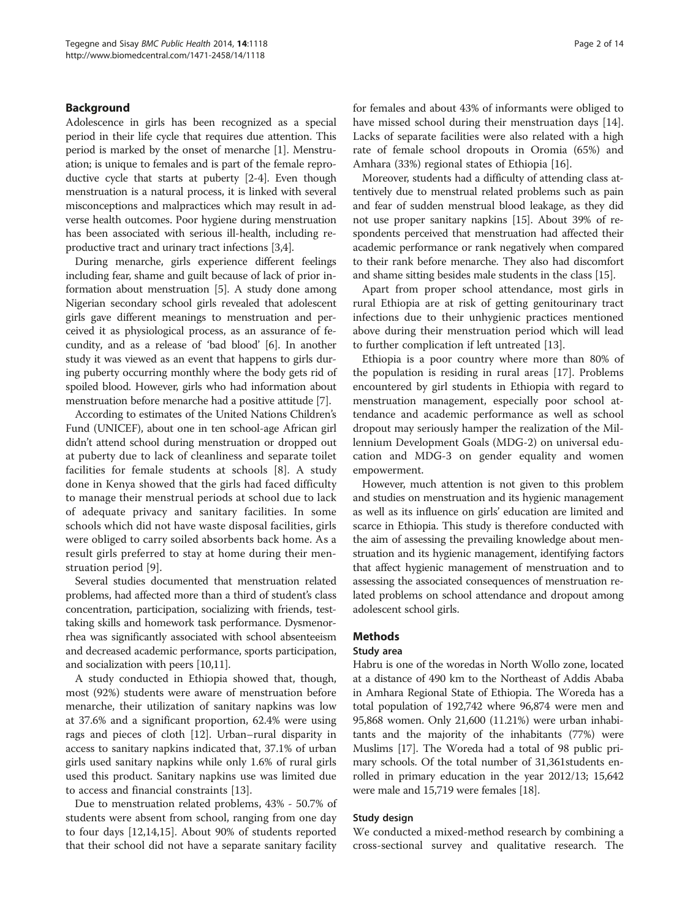## Background

Adolescence in girls has been recognized as a special period in their life cycle that requires due attention. This period is marked by the onset of menarche [1]. Menstruation; is unique to females and is part of the female reproductive cycle that starts at puberty [2-4]. Even though menstruation is a natural process, it is linked with several misconceptions and malpractices which may result in adverse health outcomes. Poor hygiene during menstruation has been associated with serious ill-health, including reproductive tract and urinary tract infections [3,4].

During menarche, girls experience different feelings including fear, shame and guilt because of lack of prior information about menstruation [5]. A study done among Nigerian secondary school girls revealed that adolescent girls gave different meanings to menstruation and perceived it as physiological process, as an assurance of fecundity, and as a release of 'bad blood' [6]. In another study it was viewed as an event that happens to girls during puberty occurring monthly where the body gets rid of spoiled blood. However, girls who had information about menstruation before menarche had a positive attitude [7].

According to estimates of the United Nations Children's Fund (UNICEF), about one in ten school-age African girl didn't attend school during menstruation or dropped out at puberty due to lack of cleanliness and separate toilet facilities for female students at schools [8]. A study done in Kenya showed that the girls had faced difficulty to manage their menstrual periods at school due to lack of adequate privacy and sanitary facilities. In some schools which did not have waste disposal facilities, girls were obliged to carry soiled absorbents back home. As a result girls preferred to stay at home during their menstruation period [9].

Several studies documented that menstruation related problems, had affected more than a third of student's class concentration, participation, socializing with friends, test-taking skills and homework task performance. Dysmenorrhea was significantly associated with school absenteeism and decreased academic performance, sports participation, and socialization with peers [10,11].

A study conducted in Ethiopia showed that, though, most (92%) students were aware of menstruation before menarche, their utilization of sanitary napkins was low at 37.6% and a significant proportion, 62.4% were using rags and pieces of cloth [12]. Urban–rural disparity in access to sanitary napkins indicated that, 37.1% of urban girls used sanitary napkins while only 1.6% of rural girls used this product. Sanitary napkins use was limited due to access and financial constraints [13].

Due to menstruation related problems, 43% - 50.7% of students were absent from school, ranging from one day to four days [12,14,15]. About 90% of students reported that their school did not have a separate sanitary facility for females and about 43% of informants were obliged to have missed school during their menstruation days [14]. Lacks of separate facilities were also related with a high rate of female school dropouts in Oromia (65%) and Amhara (33%) regional states of Ethiopia [16].

Moreover, students had a difficulty of attending class attentively due to menstrual related problems such as pain and fear of sudden menstrual blood leakage, as they did not use proper sanitary napkins [15]. About 39% of respondents perceived that menstruation had affected their academic performance or rank negatively when compared to their rank before menarche. They also had discomfort and shame sitting besides male students in the class [15].

Apart from proper school attendance, most girls in rural Ethiopia are at risk of getting genitourinary tract infections due to their unhygienic practices mentioned above during their menstruation period which will lead to further complication if left untreated [13].

Ethiopia is a poor country where more than 80% of the population is residing in rural areas [17]. Problems encountered by girl students in Ethiopia with regard to menstruation management, especially poor school attendance and academic performance as well as school dropout may seriously hamper the realization of the Millennium Development Goals (MDG-2) on universal education and MDG-3 on gender equality and women empowerment.

However, much attention is not given to this problem and studies on menstruation and its hygienic management as well as its influence on girls' education are limited and scarce in Ethiopia. This study is therefore conducted with the aim of assessing the prevailing knowledge about menstruation and its hygienic management, identifying factors that affect hygienic management of menstruation and to assessing the associated consequences of menstruation related problems on school attendance and dropout among adolescent school girls.

## Methods

### Study area

Habru is one of the woredas in North Wollo zone, located at a distance of 490 km to the Northeast of Addis Ababa in Amhara Regional State of Ethiopia. The Woreda has a total population of 192,742 where 96,874 were men and 95,868 women. Only 21,600 (11.21%) were urban inhabitants and the majority of the inhabitants (77%) were Muslims [17]. The Woreda had a total of 98 public primary schools. Of the total number of 31,361students enrolled in primary education in the year 2012/13; 15,642 were male and 15,719 were females [18].

### Study design

We conducted a mixed-method research by combining a cross-sectional survey and qualitative research. The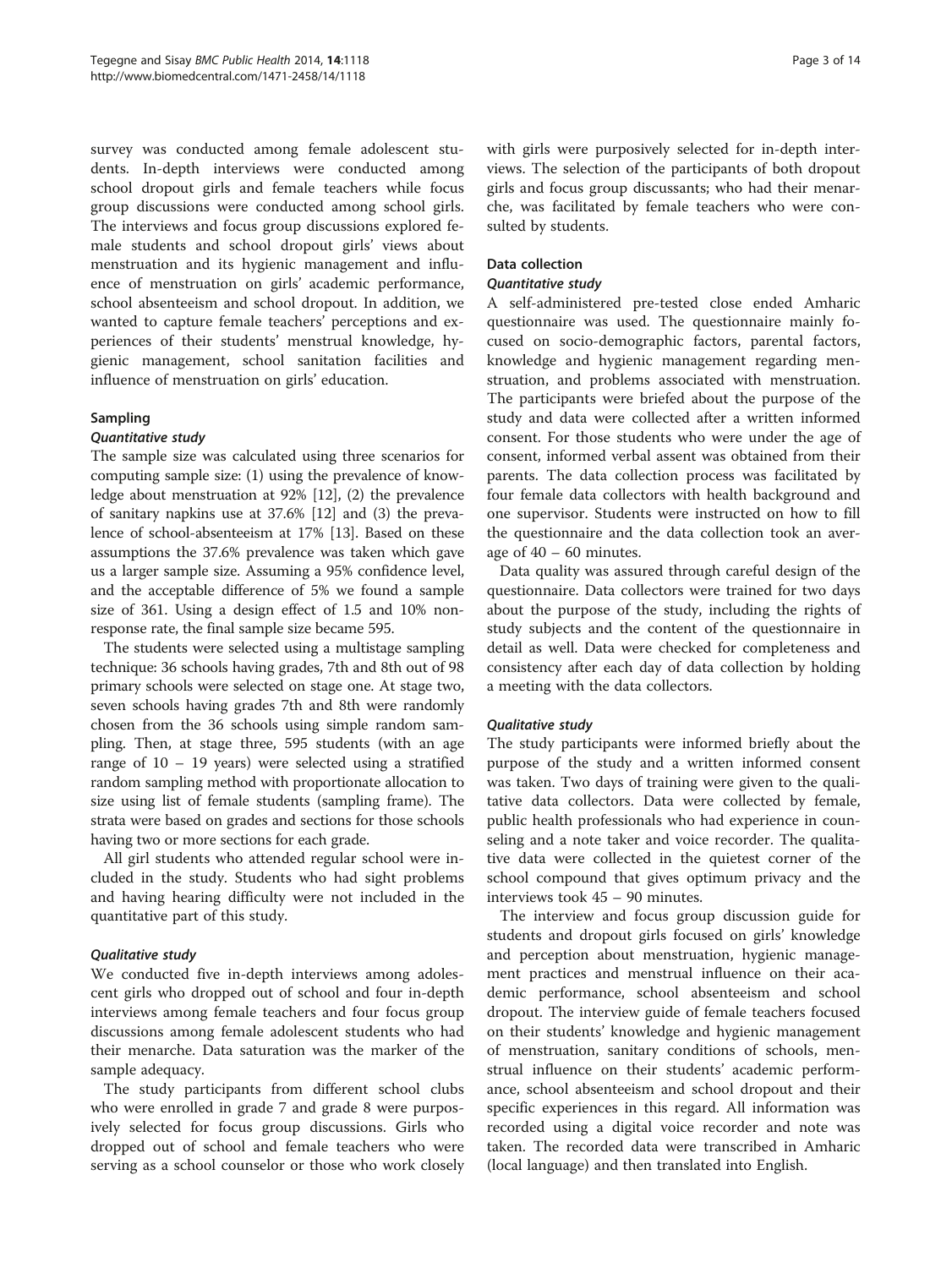survey was conducted among female adolescent students. In-depth interviews were conducted among school dropout girls and female teachers while focus group discussions were conducted among school girls. The interviews and focus group discussions explored female students and school dropout girls' views about menstruation and its hygienic management and influence of menstruation on girls' academic performance, school absenteeism and school dropout. In addition, we wanted to capture female teachers' perceptions and experiences of their students' menstrual knowledge, hygienic management, school sanitation facilities and influence of menstruation on girls' education.

### Sampling

#### *Quantitative study*

The sample size was calculated using three scenarios for computing sample size: (1) using the prevalence of knowledge about menstruation at 92% [12], (2) the prevalence of sanitary napkins use at 37.6% [12] and (3) the prevalence of school-absenteeism at 17% [13]. Based on these assumptions the 37.6% prevalence was taken which gave us a larger sample size. Assuming a 95% confidence level, and the acceptable difference of 5% we found a sample size of 361. Using a design effect of 1.5 and 10% non-response rate, the final sample size became 595.

The students were selected using a multistage sampling technique: 36 schools having grades, 7th and 8th out of 98 primary schools were selected on stage one. At stage two, seven schools having grades 7th and 8th were randomly chosen from the 36 schools using simple random sampling. Then, at stage three, 595 students (with an age range of 10 – 19 years) were selected using a stratified random sampling method with proportionate allocation to size using list of female students (sampling frame). The strata were based on grades and sections for those schools having two or more sections for each grade.

All girl students who attended regular school were included in the study. Students who had sight problems and having hearing difficulty were not included in the quantitative part of this study.

#### *Qualitative study*

We conducted five in-depth interviews among adolescent girls who dropped out of school and four in-depth interviews among female teachers and four focus group discussions among female adolescent students who had their menarche. Data saturation was the marker of the sample adequacy.

The study participants from different school clubs who were enrolled in grade 7 and grade 8 were purposively selected for focus group discussions. Girls who dropped out of school and female teachers who were serving as a school counselor or those who work closely with girls were purposively selected for in-depth interviews. The selection of the participants of both dropout girls and focus group discussants; who had their menarche, was facilitated by female teachers who were consulted by students.

### Data collection

#### *Quantitative study*

A self-administered pre-tested close ended Amharic questionnaire was used. The questionnaire mainly focused on socio-demographic factors, parental factors, knowledge and hygienic management regarding menstruation, and problems associated with menstruation. The participants were briefed about the purpose of the study and data were collected after a written informed consent. For those students who were under the age of consent, informed verbal assent was obtained from their parents. The data collection process was facilitated by four female data collectors with health background and one supervisor. Students were instructed on how to fill the questionnaire and the data collection took an average of 40 – 60 minutes.

Data quality was assured through careful design of the questionnaire. Data collectors were trained for two days about the purpose of the study, including the rights of study subjects and the content of the questionnaire in detail as well. Data were checked for completeness and consistency after each day of data collection by holding a meeting with the data collectors.

#### *Qualitative study*

The study participants were informed briefly about the purpose of the study and a written informed consent was taken. Two days of training were given to the qualitative data collectors. Data were collected by female, public health professionals who had experience in counseling and a note taker and voice recorder. The qualitative data were collected in the quietest corner of the school compound that gives optimum privacy and the interviews took 45 – 90 minutes.

The interview and focus group discussion guide for students and dropout girls focused on girls' knowledge and perception about menstruation, hygienic management practices and menstrual influence on their academic performance, school absenteeism and school dropout. The interview guide of female teachers focused on their students' knowledge and hygienic management of menstruation, sanitary conditions of schools, menstrual influence on their students' academic performance, school absenteeism and school dropout and their specific experiences in this regard. All information was recorded using a digital voice recorder and note was taken. The recorded data were transcribed in Amharic (local language) and then translated into English.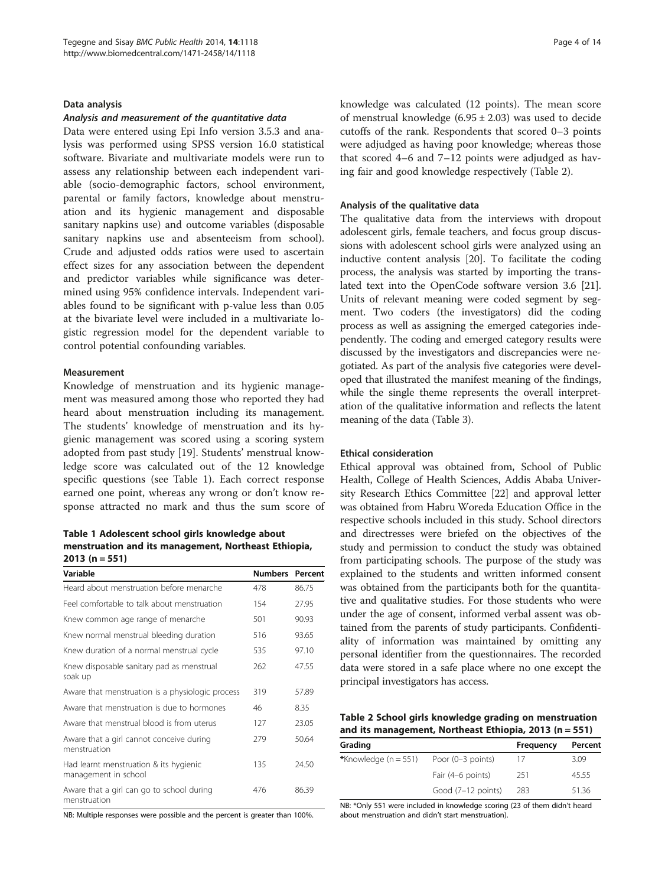### Data analysis

#### *Analysis and measurement of the quantitative data*

Data were entered using Epi Info version 3.5.3 and analysis was performed using SPSS version 16.0 statistical software. Bivariate and multivariate models were run to assess any relationship between each independent variable (socio-demographic factors, school environment, parental or family factors, knowledge about menstruation and its hygienic management and disposable sanitary napkins use) and outcome variables (disposable sanitary napkins use and absenteeism from school). Crude and adjusted odds ratios were used to ascertain effect sizes for any association between the dependent and predictor variables while significance was determined using 95% confidence intervals. Independent variables found to be significant with p-value less than 0.05 at the bivariate level were included in a multivariate logistic regression model for the dependent variable to control potential confounding variables.

### Measurement

Knowledge of menstruation and its hygienic management was measured among those who reported they had heard about menstruation including its management. The students' knowledge of menstruation and its hygienic management was scored using a scoring system adopted from past study [19]. Students' menstrual knowledge score was calculated out of the 12 knowledge specific questions (see Table 1). Each correct response earned one point, whereas any wrong or don't know response attracted no mark and thus the sum score of knowledge was calculated (12 points). The mean score of menstrual knowledge (6.95 ± 2.03) was used to decide cutoffs of the rank. Respondents that scored 0–3 points were adjudged as having poor knowledge; whereas those that scored 4–6 and 7–12 points were adjudged as having fair and good knowledge respectively (Table 2).

**Table 1 Adolescent school girls knowledge about menstruation and its management, Northeast Ethiopia, 2013 (n = 551)**

| Variable | Numbers | Percent |
|---|---|---|
| Heard about menstruation before menarche | 478 | 86.75 |
| Feel comfortable to talk about menstruation | 154 | 27.95 |
| Knew common age range of menarche | 501 | 90.93 |
| Knew normal menstrual bleeding duration | 516 | 93.65 |
| Knew duration of a normal menstrual cycle | 535 | 97.10 |
| Knew disposable sanitary pad as menstrual soak up | 262 | 47.55 |
| Aware that menstruation is a physiologic process | 319 | 57.89 |
| Aware that menstruation is due to hormones | 46 | 8.35 |
| Aware that menstrual blood is from uterus | 127 | 23.05 |
| Aware that a girl cannot conceive during menstruation | 279 | 50.64 |
| Had learnt menstruation & its hygienic management in school | 135 | 24.50 |
| Aware that a girl can go to school during menstruation | 476 | 86.39 |

NB: Multiple responses were possible and the percent is greater than 100%.

### Analysis of the qualitative data

The qualitative data from the interviews with dropout adolescent girls, female teachers, and focus group discussions with adolescent school girls were analyzed using an inductive content analysis [20]. To facilitate the coding process, the analysis was started by importing the translated text into the OpenCode software version 3.6 [21]. Units of relevant meaning were coded segment by segment. Two coders (the investigators) did the coding process as well as assigning the emerged categories independently. The coding and emerged category results were discussed by the investigators and discrepancies were negotiated. As part of the analysis five categories were developed that illustrated the manifest meaning of the findings, while the single theme represents the overall interpretation of the qualitative information and reflects the latent meaning of the data (Table 3).

### Ethical consideration

Ethical approval was obtained from, School of Public Health, College of Health Sciences, Addis Ababa University Research Ethics Committee [22] and approval letter was obtained from Habru Woreda Education Office in the respective schools included in this study. School directors and directresses were briefed on the objectives of the study and permission to conduct the study was obtained from participating schools. The purpose of the study was explained to the students and written informed consent was obtained from the participants both for the quantitative and qualitative studies. For those students who were under the age of consent, informed verbal assent was obtained from the parents of study participants. Confidentiality of information was maintained by omitting any personal identifier from the questionnaires. The recorded data were stored in a safe place where no one except the principal investigators has access.

**Table 2 School girls knowledge grading on menstruation and its management, Northeast Ethiopia, 2013 (n = 551)**

| Grading | | Frequency | Percent |
|---|---|---|---|
| *Knowledge (n = 551) | Poor (0–3 points) | 17 | 3.09 |
| | Fair (4–6 points) | 251 | 45.55 |
| | Good (7–12 points) | 283 | 51.36 |

NB: *Only 551 were included in knowledge scoring (23 of them didn't heard about menstruation and didn't start menstruation).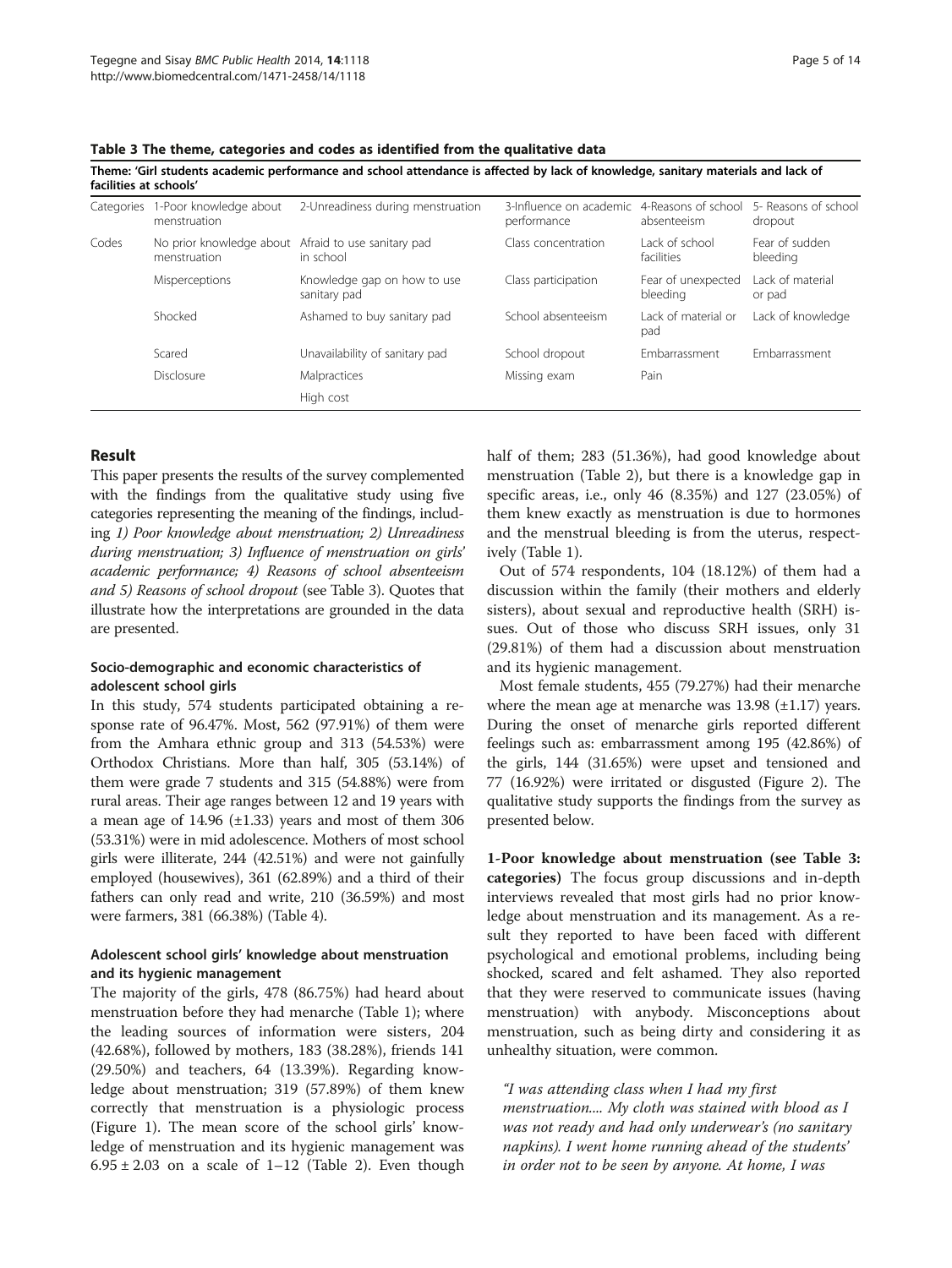**Table 3 The theme, categories and codes as identified from the qualitative data**

Theme: 'Girl students academic performance and school attendance is affected by lack of knowledge, sanitary materials and lack of facilities at schools'

| Categories | 1-Poor knowledge about menstruation | 2-Unreadiness during menstruation | 3-Influence on academic performance | 4-Reasons of school absenteeism | 5- Reasons of school dropout |
|---|---|---|---|---|---|
| Codes | No prior knowledge about menstruation | Afraid to use sanitary pad in school | Class concentration | Lack of school facilities | Fear of sudden bleeding |
| | Misperceptions | Knowledge gap on how to use sanitary pad | Class participation | Fear of unexpected bleeding | Lack of material or pad |
| | Shocked | Ashamed to buy sanitary pad | School absenteeism | Lack of material or pad | Lack of knowledge |
| | Scared | Unavailability of sanitary pad | School dropout | Embarrassment | Embarrassment |
| | Disclosure | Malpractices | Missing exam | Pain | |
| | | High cost | | | |

## Result

This paper presents the results of the survey complemented with the findings from the qualitative study using five categories representing the meaning of the findings, including *1) Poor knowledge about menstruation; 2) Unreadiness during menstruation; 3) Influence of menstruation on girls' academic performance; 4) Reasons of school absenteeism and 5) Reasons of school dropout* (see Table 3). Quotes that illustrate how the interpretations are grounded in the data are presented.

### Socio-demographic and economic characteristics of adolescent school girls

In this study, 574 students participated obtaining a response rate of 96.47%. Most, 562 (97.91%) of them were from the Amhara ethnic group and 313 (54.53%) were Orthodox Christians. More than half, 305 (53.14%) of them were grade 7 students and 315 (54.88%) were from rural areas. Their age ranges between 12 and 19 years with a mean age of 14.96 (±1.33) years and most of them 306 (53.31%) were in mid adolescence. Mothers of most school girls were illiterate, 244 (42.51%) and were not gainfully employed (housewives), 361 (62.89%) and a third of their fathers can only read and write, 210 (36.59%) and most were farmers, 381 (66.38%) (Table 4).

### Adolescent school girls' knowledge about menstruation and its hygienic management

The majority of the girls, 478 (86.75%) had heard about menstruation before they had menarche (Table 1); where the leading sources of information were sisters, 204 (42.68%), followed by mothers, 183 (38.28%), friends 141 (29.50%) and teachers, 64 (13.39%). Regarding knowledge about menstruation; 319 (57.89%) of them knew correctly that menstruation is a physiologic process (Figure 1). The mean score of the school girls' knowledge of menstruation and its hygienic management was 6.95 ± 2.03 on a scale of 1–12 (Table 2). Even though half of them; 283 (51.36%), had good knowledge about menstruation (Table 2), but there is a knowledge gap in specific areas, i.e., only 46 (8.35%) and 127 (23.05%) of them knew exactly as menstruation is due to hormones and the menstrual bleeding is from the uterus, respectively (Table 1).

Out of 574 respondents, 104 (18.12%) of them had a discussion within the family (their mothers and elderly sisters), about sexual and reproductive health (SRH) issues. Out of those who discuss SRH issues, only 31 (29.81%) of them had a discussion about menstruation and its hygienic management.

Most female students, 455 (79.27%) had their menarche where the mean age at menarche was 13.98 (±1.17) years. During the onset of menarche girls reported different feelings such as: embarrassment among 195 (42.86%) of the girls, 144 (31.65%) were upset and tensioned and 77 (16.92%) were irritated or disgusted (Figure 2). The qualitative study supports the findings from the survey as presented below.

**1-Poor knowledge about menstruation (see Table 3: categories)** The focus group discussions and in-depth interviews revealed that most girls had no prior knowledge about menstruation and its management. As a result they reported to have been faced with different psychological and emotional problems, including being shocked, scared and felt ashamed. They also reported that they were reserved to communicate issues (having menstruation) with anybody. Misconceptions about menstruation, such as being dirty and considering it as unhealthy situation, were common.

*"I was attending class when I had my first menstruation.... My cloth was stained with blood as I was not ready and had only underwear's (no sanitary napkins). I went home running ahead of the students' in order not to be seen by anyone. At home, I was*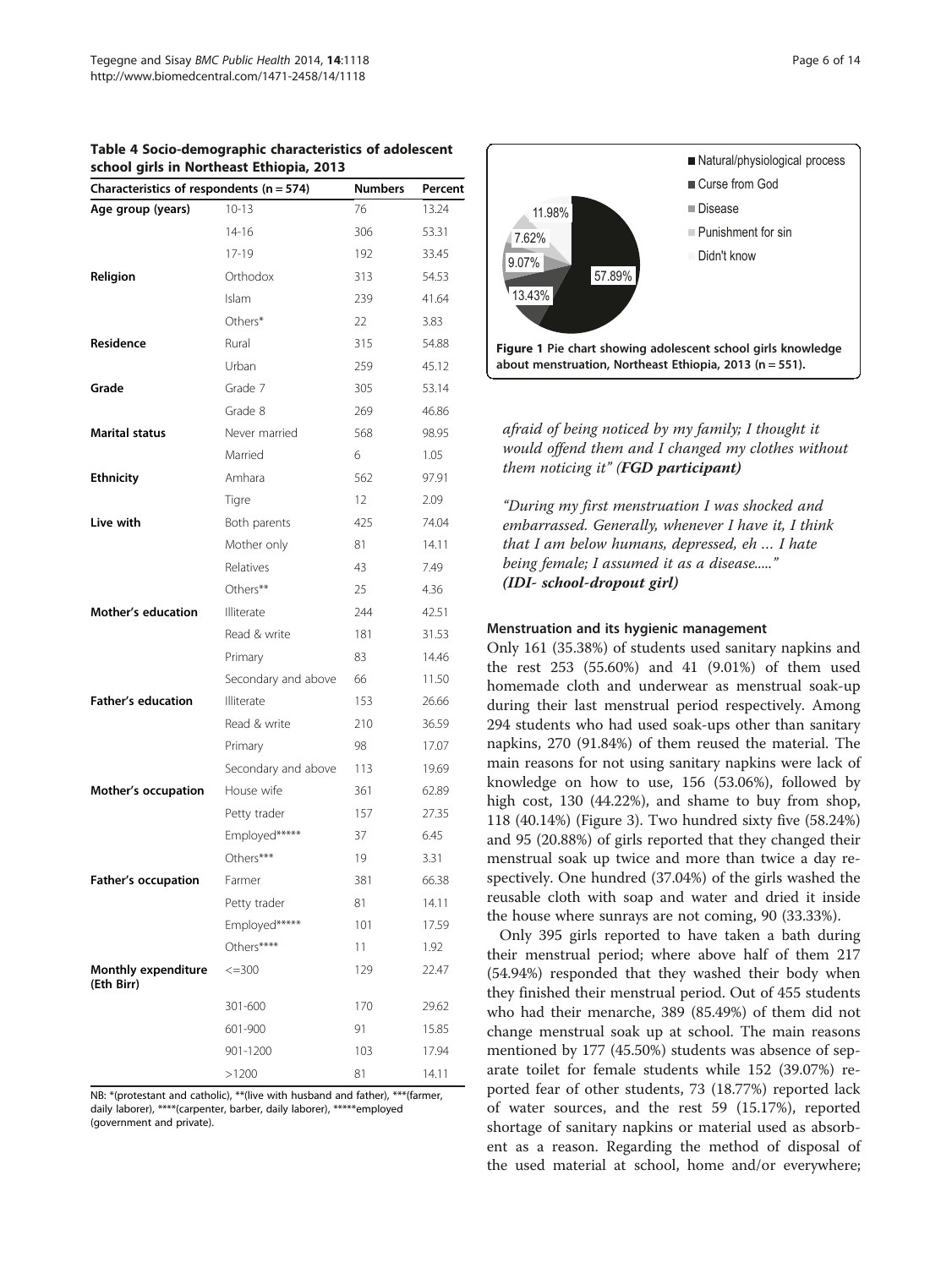**Table 4 Socio-demographic characteristics of adolescent school girls in Northeast Ethiopia, 2013**

| Characteristics of respondents (n = 574) | | Numbers | Percent |
|---|---|---|---|
| **Age group (years)** | 10-13 | 76 | 13.24 |
| | 14-16 | 306 | 53.31 |
| | 17-19 | 192 | 33.45 |
| **Religion** | Orthodox | 313 | 54.53 |
| | Islam | 239 | 41.64 |
| | Others* | 22 | 3.83 |
| **Residence** | Rural | 315 | 54.88 |
| | Urban | 259 | 45.12 |
| **Grade** | Grade 7 | 305 | 53.14 |
| | Grade 8 | 269 | 46.86 |
| **Marital status** | Never married | 568 | 98.95 |
| | Married | 6 | 1.05 |
| **Ethnicity** | Amhara | 562 | 97.91 |
| | Tigre | 12 | 2.09 |
| **Live with** | Both parents | 425 | 74.04 |
| | Mother only | 81 | 14.11 |
| | Relatives | 43 | 7.49 |
| | Others** | 25 | 4.36 |
| **Mother's education** | Illiterate | 244 | 42.51 |
| | Read & write | 181 | 31.53 |
| | Primary | 83 | 14.46 |
| | Secondary and above | 66 | 11.50 |
| **Father's education** | Illiterate | 153 | 26.66 |
| | Read & write | 210 | 36.59 |
| | Primary | 98 | 17.07 |
| | Secondary and above | 113 | 19.69 |
| **Mother's occupation** | House wife | 361 | 62.89 |
| | Petty trader | 157 | 27.35 |
| | Employed***** | 37 | 6.45 |
| | Others*** | 19 | 3.31 |
| **Father's occupation** | Farmer | 381 | 66.38 |
| | Petty trader | 81 | 14.11 |
| | Employed***** | 101 | 17.59 |
| | Others**** | 11 | 1.92 |
| **Monthly expenditure (Eth Birr)** | <=300 | 129 | 22.47 |
| | 301-600 | 170 | 29.62 |
| | 601-900 | 91 | 15.85 |
| | 901-1200 | 103 | 17.94 |
| | >1200 | 81 | 14.11 |

NB: *(protestant and catholic), **(live with husband and father), ***(farmer, daily laborer), ****(carpenter, barber, daily laborer), *****employed (government and private).

**Figure 1 Pie chart showing adolescent school girls knowledge about menstruation, Northeast Ethiopia, 2013 (n = 551).**

*afraid of being noticed by my family; I thought it would offend them and I changed my clothes without them noticing it" **(FGD participant)***

*"During my first menstruation I was shocked and embarrassed. Generally, whenever I have it, I think that I am below humans, depressed, eh … I hate being female; I assumed it as a disease….." **(IDI- school-dropout girl)***

### Menstruation and its hygienic management

Only 161 (35.38%) of students used sanitary napkins and the rest 253 (55.60%) and 41 (9.01%) of them used homemade cloth and underwear as menstrual soak-up during their last menstrual period respectively. Among 294 students who had used soak-ups other than sanitary napkins, 270 (91.84%) of them reused the material. The main reasons for not using sanitary napkins were lack of knowledge on how to use, 156 (53.06%), followed by high cost, 130 (44.22%), and shame to buy from shop, 118 (40.14%) (Figure 3). Two hundred sixty five (58.24%) and 95 (20.88%) of girls reported that they changed their menstrual soak up twice and more than twice a day respectively. One hundred (37.04%) of the girls washed the reusable cloth with soap and water and dried it inside the house where sunrays are not coming, 90 (33.33%).

Only 395 girls reported to have taken a bath during their menstrual period; where above half of them 217 (54.94%) responded that they washed their body when they finished their menstrual period. Out of 455 students who had their menarche, 389 (85.49%) of them did not change menstrual soak up at school. The main reasons mentioned by 177 (45.50%) students was absence of separate toilet for female students while 152 (39.07%) reported fear of other students, 73 (18.77%) reported lack of water sources, and the rest 59 (15.17%), reported shortage of sanitary napkins or material used as absorbent as a reason. Regarding the method of disposal of the used material at school, home and/or everywhere;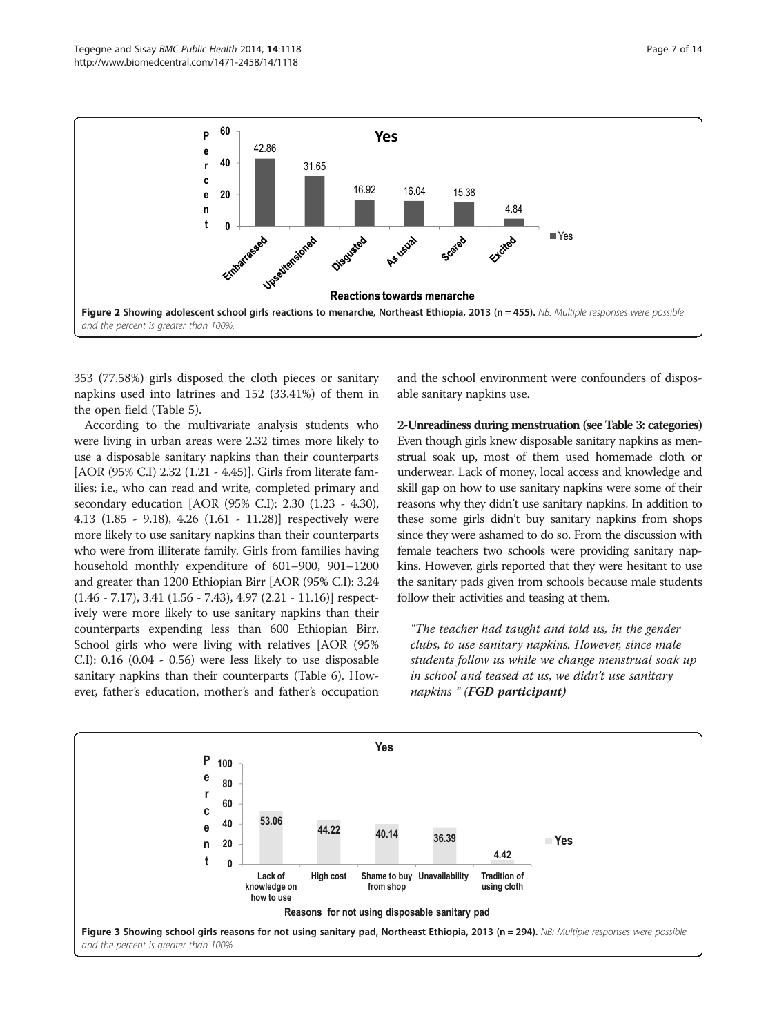Figure 2 Showing adolescent school girls reactions to menarche, Northeast Ethiopia, 2013 (n = 455). *NB: Multiple responses were possible and the percent is greater than 100%.*

353 (77.58%) girls disposed the cloth pieces or sanitary napkins used into latrines and 152 (33.41%) of them in the open field (Table 5).

According to the multivariate analysis students who were living in urban areas were 2.32 times more likely to use a disposable sanitary napkins than their counterparts [AOR (95% C.I) 2.32 (1.21 - 4.45)]. Girls from literate families; i.e., who can read and write, completed primary and secondary education [AOR (95% C.I): 2.30 (1.23 - 4.30), 4.13 (1.85 - 9.18), 4.26 (1.61 - 11.28)] respectively were more likely to use sanitary napkins than their counterparts who were from illiterate family. Girls from families having household monthly expenditure of 601–900, 901–1200 and greater than 1200 Ethiopian Birr [AOR (95% C.I): 3.24 (1.46 - 7.17), 3.41 (1.56 - 7.43), 4.97 (2.21 - 11.16)] respectively were more likely to use sanitary napkins than their counterparts expending less than 600 Ethiopian Birr. School girls who were living with relatives [AOR (95% C.I): 0.16 (0.04 - 0.56) were less likely to use disposable sanitary napkins than their counterparts (Table 6). However, father's education, mother's and father's occupation and the school environment were confounders of disposable sanitary napkins use.

**2-Unreadiness during menstruation (see Table 3: categories)**

Even though girls knew disposable sanitary napkins as menstrual soak up, most of them used homemade cloth or underwear. Lack of money, local access and knowledge and skill gap on how to use sanitary napkins were some of their reasons why they didn't use sanitary napkins. In addition to these some girls didn't buy sanitary napkins from shops since they were ashamed to do so. From the discussion with female teachers two schools were providing sanitary napkins. However, girls reported that they were hesitant to use the sanitary pads given from schools because male students follow their activities and teasing at them.

> *"The teacher had taught and told us, in the gender clubs, to use sanitary napkins. However, since male students follow us while we change menstrual soak up in school and teased at us, we didn't use sanitary napkins " (**FGD participant**)*

Figure 3 Showing school girls reasons for not using sanitary pad, Northeast Ethiopia, 2013 (n = 294). *NB: Multiple responses were possible and the percent is greater than 100%.*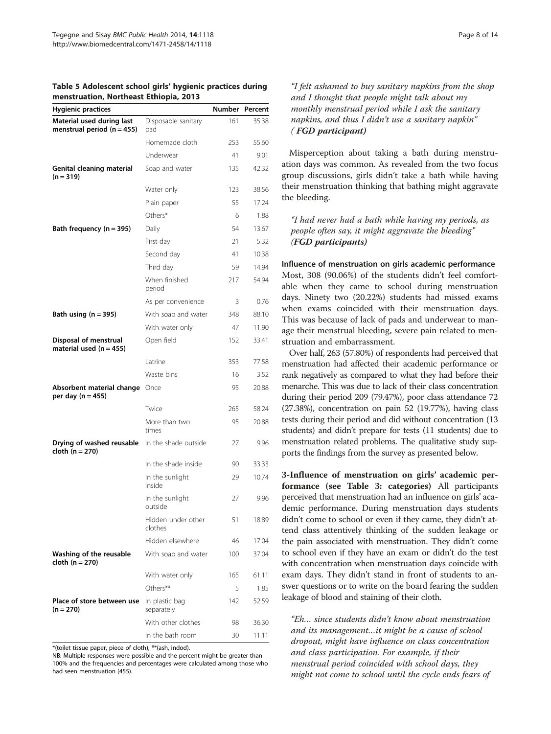**Table 5 Adolescent school girls' hygienic practices during menstruation, Northeast Ethiopia, 2013**

| Hygienic practices | | Number | Percent |
|---|---|---|---|
| **Material used during last menstrual period (n = 455)** | Disposable sanitary pad | 161 | 35.38 |
| | Homemade cloth | 253 | 55.60 |
| | Underwear | 41 | 9.01 |
| **Genital cleaning material (n = 319)** | Soap and water | 135 | 42.32 |
| | Water only | 123 | 38.56 |
| | Plain paper | 55 | 17.24 |
| | Others* | 6 | 1.88 |
| **Bath frequency (n = 395)** | Daily | 54 | 13.67 |
| | First day | 21 | 5.32 |
| | Second day | 41 | 10.38 |
| | Third day | 59 | 14.94 |
| | When finished period | 217 | 54.94 |
| | As per convenience | 3 | 0.76 |
| **Bath using (n = 395)** | With soap and water | 348 | 88.10 |
| | With water only | 47 | 11.90 |
| **Disposal of menstrual material used (n = 455)** | Open field | 152 | 33.41 |
| | Latrine | 353 | 77.58 |
| | Waste bins | 16 | 3.52 |
| **Absorbent material change per day (n = 455)** | Once | 95 | 20.88 |
| | Twice | 265 | 58.24 |
| | More than two times | 95 | 20.88 |
| **Drying of washed reusable cloth (n = 270)** | In the shade outside | 27 | 9.96 |
| | In the shade inside | 90 | 33.33 |
| | In the sunlight inside | 29 | 10.74 |
| | In the sunlight outside | 27 | 9.96 |
| | Hidden under other clothes | 51 | 18.89 |
| | Hidden elsewhere | 46 | 17.04 |
| **Washing of the reusable cloth (n = 270)** | With soap and water | 100 | 37.04 |
| | With water only | 165 | 61.11 |
| | Others** | 5 | 1.85 |
| **Place of store between use (n = 270)** | In plastic bag separately | 142 | 52.59 |
| | With other clothes | 98 | 36.30 |
| | In the bath room | 30 | 11.11 |

*(toilet tissue paper, piece of cloth), **(ash, indod).

NB: Multiple responses were possible and the percent might be greater than 100% and the frequencies and percentages were calculated among those who had seen menstruation (455).

*"I felt ashamed to buy sanitary napkins from the shop and I thought that people might talk about my monthly menstrual period while I ask the sanitary napkins, and thus I didn't use a sanitary napkin" (**FGD participant**)*

Misperception about taking a bath during menstruation days was common. As revealed from the two focus group discussions, girls didn't take a bath while having their menstruation thinking that bathing might aggravate the bleeding.

*"I had never had a bath while having my periods, as people often say, it might aggravate the bleeding" (**FGD participants**)*

#### Influence of menstruation on girls academic performance

Most, 308 (90.06%) of the students didn't feel comfortable when they came to school during menstruation days. Ninety two (20.22%) students had missed exams when exams coincided with their menstruation days. This was because of lack of pads and underwear to manage their menstrual bleeding, severe pain related to menstruation and embarrassment.

Over half, 263 (57.80%) of respondents had perceived that menstruation had affected their academic performance or rank negatively as compared to what they had before their menarche. This was due to lack of their class concentration during their period 209 (79.47%), poor class attendance 72 (27.38%), concentration on pain 52 (19.77%), having class tests during their period and did without concentration (13 students) and didn't prepare for tests (11 students) due to menstruation related problems. The qualitative study supports the findings from the survey as presented below.

**3-Influence of menstruation on girls' academic performance (see Table 3: categories)** All participants perceived that menstruation had an influence on girls' academic performance. During menstruation days students didn't come to school or even if they came, they didn't attend class attentively thinking of the sudden leakage or the pain associated with menstruation. They didn't come to school even if they have an exam or didn't do the test with concentration when menstruation days coincide with exam days. They didn't stand in front of students to answer questions or to write on the board fearing the sudden leakage of blood and staining of their cloth.

*"Eh... since students didn't know about menstruation and its management…it might be a cause of school dropout, might have influence on class concentration and class participation. For example, if their menstrual period coincided with school days, they might not come to school until the cycle ends fears of*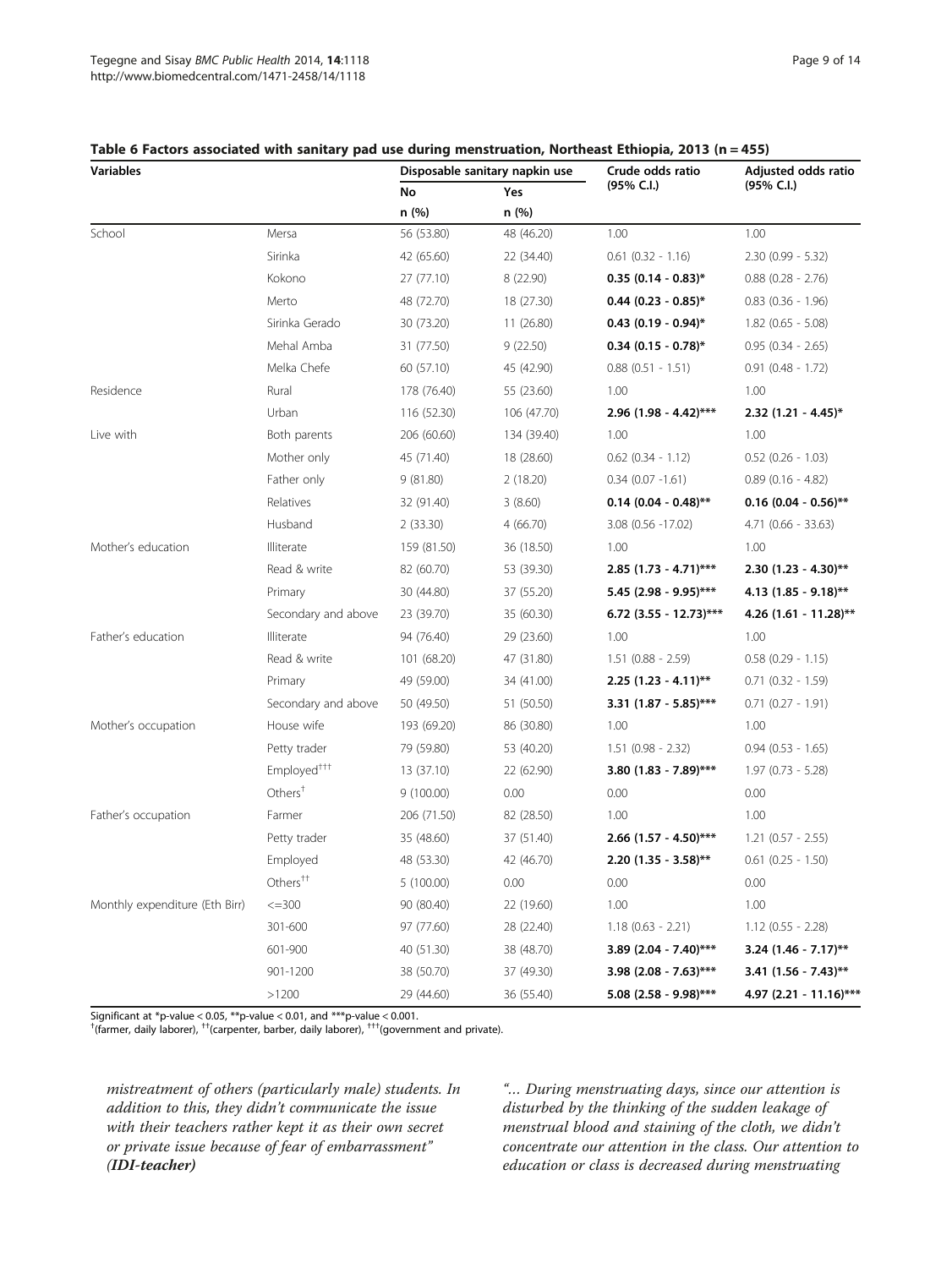**Table 6 Factors associated with sanitary pad use during menstruation, Northeast Ethiopia, 2013 (n = 455)**

| Variables | | Disposable sanitary napkin use | | Crude odds ratio (95% C.I.) | Adjusted odds ratio (95% C.I.) |
|---|---|---|---|---|---|
| | | No | Yes | | |
| | | n (%) | n (%) | | |
| School | Mersa | 56 (53.80) | 48 (46.20) | 1.00 | 1.00 |
| | Sirinka | 42 (65.60) | 22 (34.40) | 0.61 (0.32 - 1.16) | 2.30 (0.99 - 5.32) |
| | Kokono | 27 (77.10) | 8 (22.90) | **0.35 (0.14 - 0.83)*** | 0.88 (0.28 - 2.76) |
| | Merto | 48 (72.70) | 18 (27.30) | **0.44 (0.23 - 0.85)*** | 0.83 (0.36 - 1.96) |
| | Sirinka Gerado | 30 (73.20) | 11 (26.80) | **0.43 (0.19 - 0.94)*** | 1.82 (0.65 - 5.08) |
| | Mehal Amba | 31 (77.50) | 9 (22.50) | **0.34 (0.15 - 0.78)*** | 0.95 (0.34 - 2.65) |
| | Melka Chefe | 60 (57.10) | 45 (42.90) | 0.88 (0.51 - 1.51) | 0.91 (0.48 - 1.72) |
| Residence | Rural | 178 (76.40) | 55 (23.60) | 1.00 | 1.00 |
| | Urban | 116 (52.30) | 106 (47.70) | **2.96 (1.98 - 4.42)***** | **2.32 (1.21 - 4.45)*** |
| Live with | Both parents | 206 (60.60) | 134 (39.40) | 1.00 | 1.00 |
| | Mother only | 45 (71.40) | 18 (28.60) | 0.62 (0.34 - 1.12) | 0.52 (0.26 - 1.03) |
| | Father only | 9 (81.80) | 2 (18.20) | 0.34 (0.07 -1.61) | 0.89 (0.16 - 4.82) |
| | Relatives | 32 (91.40) | 3 (8.60) | **0.14 (0.04 - 0.48)**** | **0.16 (0.04 - 0.56)**** |
| | Husband | 2 (33.30) | 4 (66.70) | 3.08 (0.56 -17.02) | 4.71 (0.66 - 33.63) |
| Mother's education | Illiterate | 159 (81.50) | 36 (18.50) | 1.00 | 1.00 |
| | Read & write | 82 (60.70) | 53 (39.30) | **2.85 (1.73 - 4.71)***** | **2.30 (1.23 - 4.30)**** |
| | Primary | 30 (44.80) | 37 (55.20) | **5.45 (2.98 - 9.95)***** | **4.13 (1.85 - 9.18)**** |
| | Secondary and above | 23 (39.70) | 35 (60.30) | **6.72 (3.55 - 12.73)***** | **4.26 (1.61 - 11.28)**** |
| Father's education | Illiterate | 94 (76.40) | 29 (23.60) | 1.00 | 1.00 |
| | Read & write | 101 (68.20) | 47 (31.80) | 1.51 (0.88 - 2.59) | 0.58 (0.29 - 1.15) |
| | Primary | 49 (59.00) | 34 (41.00) | **2.25 (1.23 - 4.11)**** | 0.71 (0.32 - 1.59) |
| | Secondary and above | 50 (49.50) | 51 (50.50) | **3.31 (1.87 - 5.85)***** | 0.71 (0.27 - 1.91) |
| Mother's occupation | House wife | 193 (69.20) | 86 (30.80) | 1.00 | 1.00 |
| | Petty trader | 79 (59.80) | 53 (40.20) | 1.51 (0.98 - 2.32) | 0.94 (0.53 - 1.65) |
| | Employed[†††] | 13 (37.10) | 22 (62.90) | **3.80 (1.83 - 7.89)***** | 1.97 (0.73 - 5.28) |
| | Others[†] | 9 (100.00) | 0.00 | 0.00 | 0.00 |
| Father's occupation | Farmer | 206 (71.50) | 82 (28.50) | 1.00 | 1.00 |
| | Petty trader | 35 (48.60) | 37 (51.40) | **2.66 (1.57 - 4.50)***** | 1.21 (0.57 - 2.55) |
| | Employed | 48 (53.30) | 42 (46.70) | **2.20 (1.35 - 3.58)**** | 0.61 (0.25 - 1.50) |
| | Others[††] | 5 (100.00) | 0.00 | 0.00 | 0.00 |
| Monthly expenditure (Eth Birr) | <=300 | 90 (80.40) | 22 (19.60) | 1.00 | 1.00 |
| | 301-600 | 97 (77.60) | 28 (22.40) | 1.18 (0.63 - 2.21) | 1.12 (0.55 - 2.28) |
| | 601-900 | 40 (51.30) | 38 (48.70) | **3.89 (2.04 - 7.40)***** | **3.24 (1.46 - 7.17)**** |
| | 901-1200 | 38 (50.70) | 37 (49.30) | **3.98 (2.08 - 7.63)***** | **3.41 (1.56 - 7.43)**** |
| | >1200 | 29 (44.60) | 36 (55.40) | **5.08 (2.58 - 9.98)***** | **4.97 (2.21 - 11.16)***** |

Significant at *p-value < 0.05, **p-value < 0.01, and ***p-value < 0.001.
[†](farmer, daily laborer), [††](carpenter, barber, daily laborer), [†††](government and private).

*mistreatment of others (particularly male) students. In addition to this, they didn't communicate the issue with their teachers rather kept it as their own secret or private issue because of fear of embarrassment"* ***(IDI-teacher)***

*"… During menstruating days, since our attention is disturbed by the thinking of the sudden leakage of menstrual blood and staining of the cloth, we didn't concentrate our attention in the class. Our attention to education or class is decreased during menstruating*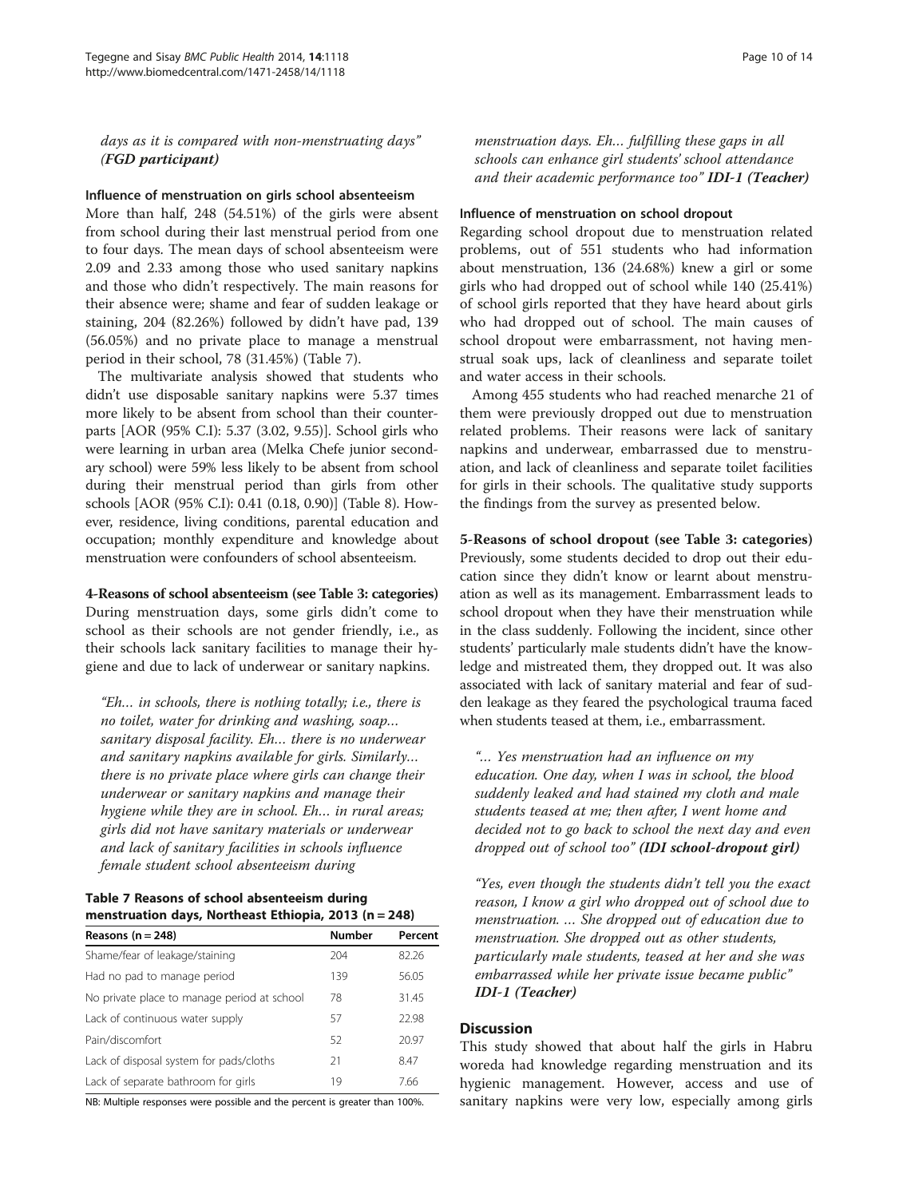*days as it is compared with non-menstruating days" **(FGD participant)***

### Influence of menstruation on girls school absenteeism

More than half, 248 (54.51%) of the girls were absent from school during their last menstrual period from one to four days. The mean days of school absenteeism were 2.09 and 2.33 among those who used sanitary napkins and those who didn't respectively. The main reasons for their absence were; shame and fear of sudden leakage or staining, 204 (82.26%) followed by didn't have pad, 139 (56.05%) and no private place to manage a menstrual period in their school, 78 (31.45%) (Table 7).

The multivariate analysis showed that students who didn't use disposable sanitary napkins were 5.37 times more likely to be absent from school than their counterparts [AOR (95% C.I): 5.37 (3.02, 9.55)]. School girls who were learning in urban area (Melka Chefe junior secondary school) were 59% less likely to be absent from school during their menstrual period than girls from other schools [AOR (95% C.I): 0.41 (0.18, 0.90)] (Table 8). However, residence, living conditions, parental education and occupation; monthly expenditure and knowledge about menstruation were confounders of school absenteeism.

**4-Reasons of school absenteeism (see Table 3: categories)** During menstruation days, some girls didn't come to school as their schools are not gender friendly, i.e., as their schools lack sanitary facilities to manage their hygiene and due to lack of underwear or sanitary napkins.

> *"Eh… in schools, there is nothing totally; i.e., there is no toilet, water for drinking and washing, soap… sanitary disposal facility. Eh… there is no underwear and sanitary napkins available for girls. Similarly… there is no private place where girls can change their underwear or sanitary napkins and manage their hygiene while they are in school. Eh… in rural areas; girls did not have sanitary materials or underwear and lack of sanitary facilities in schools influence female student school absenteeism during menstruation days. Eh… fulfilling these gaps in all schools can enhance girl students' school attendance and their academic performance too"* ***IDI-1 (Teacher)***

**Table 7 Reasons of school absenteeism during menstruation days, Northeast Ethiopia, 2013 (n = 248)**

| Reasons (n = 248) | Number | Percent |
|---|---|---|
| Shame/fear of leakage/staining | 204 | 82.26 |
| Had no pad to manage period | 139 | 56.05 |
| No private place to manage period at school | 78 | 31.45 |
| Lack of continuous water supply | 57 | 22.98 |
| Pain/discomfort | 52 | 20.97 |
| Lack of disposal system for pads/cloths | 21 | 8.47 |
| Lack of separate bathroom for girls | 19 | 7.66 |

NB: Multiple responses were possible and the percent is greater than 100%.

### Influence of menstruation on school dropout

Regarding school dropout due to menstruation related problems, out of 551 students who had information about menstruation, 136 (24.68%) knew a girl or some girls who had dropped out of school while 140 (25.41%) of school girls reported that they have heard about girls who had dropped out of school. The main causes of school dropout were embarrassment, not having menstrual soak ups, lack of cleanliness and separate toilet and water access in their schools.

Among 455 students who had reached menarche 21 of them were previously dropped out due to menstruation related problems. Their reasons were lack of sanitary napkins and underwear, embarrassed due to menstruation, and lack of cleanliness and separate toilet facilities for girls in their schools. The qualitative study supports the findings from the survey as presented below.

**5-Reasons of school dropout (see Table 3: categories)** Previously, some students decided to drop out their education since they didn't know or learnt about menstruation as well as its management. Embarrassment leads to school dropout when they have their menstruation while in the class suddenly. Following the incident, since other students' particularly male students didn't have the knowledge and mistreated them, they dropped out. It was also associated with lack of sanitary material and fear of sudden leakage as they feared the psychological trauma faced when students teased at them, i.e., embarrassment.

> *"… Yes menstruation had an influence on my education. One day, when I was in school, the blood suddenly leaked and had stained my cloth and male students teased at me; then after, I went home and decided not to go back to school the next day and even dropped out of school too"* ***(IDI school-dropout girl)***

> *"Yes, even though the students didn't tell you the exact reason, I know a girl who dropped out of school due to menstruation. … She dropped out of education due to menstruation. She dropped out as other students, particularly male students, teased at her and she was embarrassed while her private issue became public"* ***IDI-1 (Teacher)***

## Discussion

This study showed that about half the girls in Habru woreda had knowledge regarding menstruation and its hygienic management. However, access and use of sanitary napkins were very low, especially among girls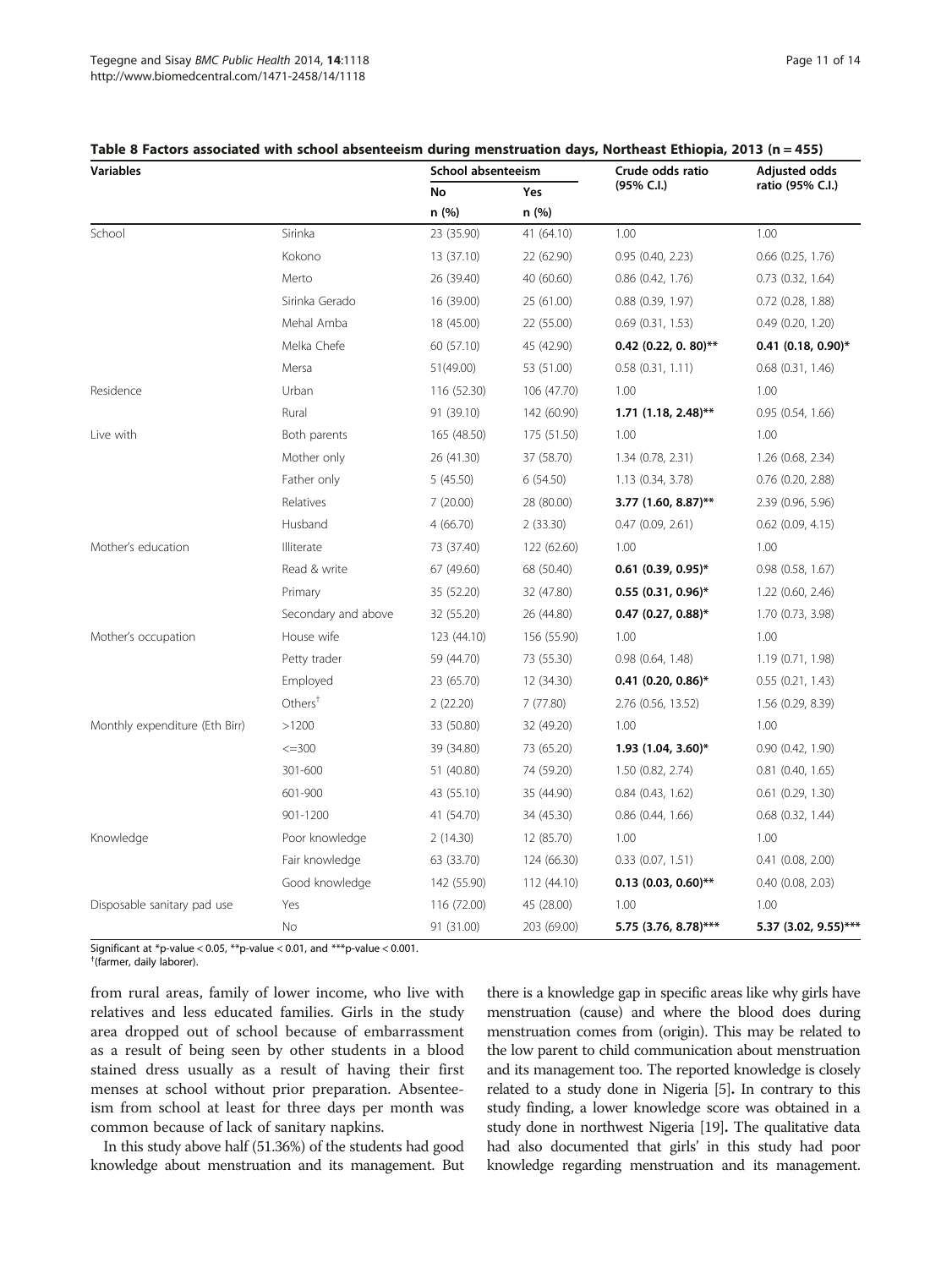**Table 8 Factors associated with school absenteeism during menstruation days, Northeast Ethiopia, 2013 (n = 455)**

| Variables | | School absenteeism | | Crude odds ratio (95% C.I.) | Adjusted odds ratio (95% C.I.) |
|---|---|---|---|---|---|
| | | No | Yes | | |
| | | n (%) | n (%) | | |
| School | Sirinka | 23 (35.90) | 41 (64.10) | 1.00 | 1.00 |
| | Kokono | 13 (37.10) | 22 (62.90) | 0.95 (0.40, 2.23) | 0.66 (0.25, 1.76) |
| | Merto | 26 (39.40) | 40 (60.60) | 0.86 (0.42, 1.76) | 0.73 (0.32, 1.64) |
| | Sirinka Gerado | 16 (39.00) | 25 (61.00) | 0.88 (0.39, 1.97) | 0.72 (0.28, 1.88) |
| | Mehal Amba | 18 (45.00) | 22 (55.00) | 0.69 (0.31, 1.53) | 0.49 (0.20, 1.20) |
| | Melka Chefe | 60 (57.10) | 45 (42.90) | **0.42 (0.22, 0. 80)**** | **0.41 (0.18, 0.90)*** |
| | Mersa | 51(49.00) | 53 (51.00) | 0.58 (0.31, 1.11) | 0.68 (0.31, 1.46) |
| Residence | Urban | 116 (52.30) | 106 (47.70) | 1.00 | 1.00 |
| | Rural | 91 (39.10) | 142 (60.90) | **1.71 (1.18, 2.48)**** | 0.95 (0.54, 1.66) |
| Live with | Both parents | 165 (48.50) | 175 (51.50) | 1.00 | 1.00 |
| | Mother only | 26 (41.30) | 37 (58.70) | 1.34 (0.78, 2.31) | 1.26 (0.68, 2.34) |
| | Father only | 5 (45.50) | 6 (54.50) | 1.13 (0.34, 3.78) | 0.76 (0.20, 2.88) |
| | Relatives | 7 (20.00) | 28 (80.00) | **3.77 (1.60, 8.87)**** | 2.39 (0.96, 5.96) |
| | Husband | 4 (66.70) | 2 (33.30) | 0.47 (0.09, 2.61) | 0.62 (0.09, 4.15) |
| Mother's education | Illiterate | 73 (37.40) | 122 (62.60) | 1.00 | 1.00 |
| | Read & write | 67 (49.60) | 68 (50.40) | **0.61 (0.39, 0.95)*** | 0.98 (0.58, 1.67) |
| | Primary | 35 (52.20) | 32 (47.80) | **0.55 (0.31, 0.96)*** | 1.22 (0.60, 2.46) |
| | Secondary and above | 32 (55.20) | 26 (44.80) | **0.47 (0.27, 0.88)*** | 1.70 (0.73, 3.98) |
| Mother's occupation | House wife | 123 (44.10) | 156 (55.90) | 1.00 | 1.00 |
| | Petty trader | 59 (44.70) | 73 (55.30) | 0.98 (0.64, 1.48) | 1.19 (0.71, 1.98) |
| | Employed | 23 (65.70) | 12 (34.30) | **0.41 (0.20, 0.86)*** | 0.55 (0.21, 1.43) |
| | Others[†] | 2 (22.20) | 7 (77.80) | 2.76 (0.56, 13.52) | 1.56 (0.29, 8.39) |
| Monthly expenditure (Eth Birr) | >1200 | 33 (50.80) | 32 (49.20) | 1.00 | 1.00 |
| | <=300 | 39 (34.80) | 73 (65.20) | **1.93 (1.04, 3.60)*** | 0.90 (0.42, 1.90) |
| | 301-600 | 51 (40.80) | 74 (59.20) | 1.50 (0.82, 2.74) | 0.81 (0.40, 1.65) |
| | 601-900 | 43 (55.10) | 35 (44.90) | 0.84 (0.43, 1.62) | 0.61 (0.29, 1.30) |
| | 901-1200 | 41 (54.70) | 34 (45.30) | 0.86 (0.44, 1.66) | 0.68 (0.32, 1.44) |
| Knowledge | Poor knowledge | 2 (14.30) | 12 (85.70) | 1.00 | 1.00 |
| | Fair knowledge | 63 (33.70) | 124 (66.30) | 0.33 (0.07, 1.51) | 0.41 (0.08, 2.00) |
| | Good knowledge | 142 (55.90) | 112 (44.10) | **0.13 (0.03, 0.60)**** | 0.40 (0.08, 2.03) |
| Disposable sanitary pad use | Yes | 116 (72.00) | 45 (28.00) | 1.00 | 1.00 |
| | No | 91 (31.00) | 203 (69.00) | **5.75 (3.76, 8.78)***** | **5.37 (3.02, 9.55)***** |

Significant at *p-value < 0.05, **p-value < 0.01, and ***p-value < 0.001.
[†](farmer, daily laborer).

from rural areas, family of lower income, who live with relatives and less educated families. Girls in the study area dropped out of school because of embarrassment as a result of being seen by other students in a blood stained dress usually as a result of having their first menses at school without prior preparation. Absenteeism from school at least for three days per month was common because of lack of sanitary napkins.

In this study above half (51.36%) of the students had good knowledge about menstruation and its management. But there is a knowledge gap in specific areas like why girls have menstruation (cause) and where the blood does during menstruation comes from (origin). This may be related to the low parent to child communication about menstruation and its management too. The reported knowledge is closely related to a study done in Nigeria [5]. In contrary to this study finding, a lower knowledge score was obtained in a study done in northwest Nigeria [19]. The qualitative data had also documented that girls' in this study had poor knowledge regarding menstruation and its management.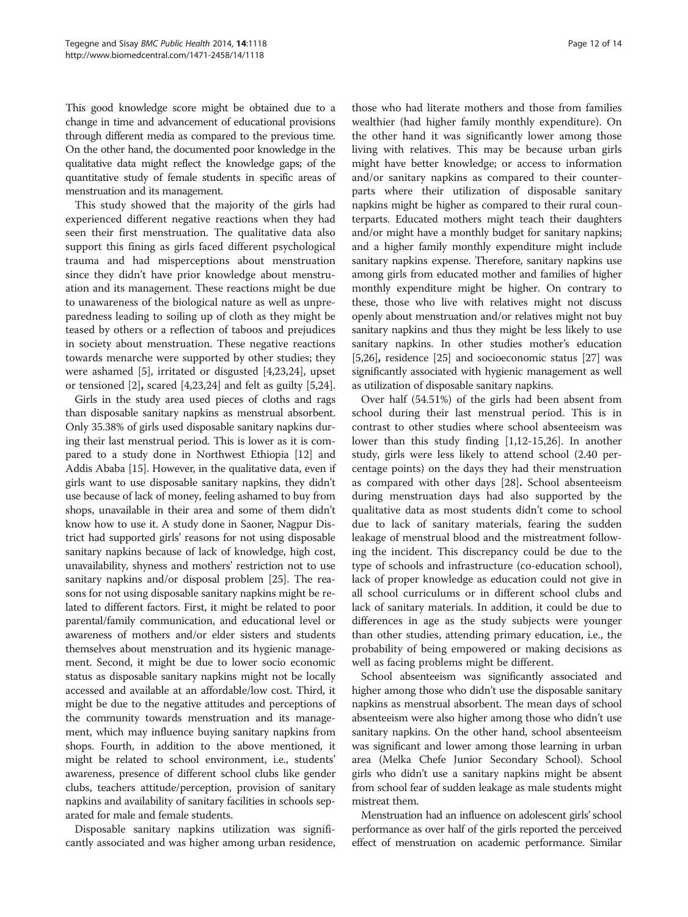This good knowledge score might be obtained due to a change in time and advancement of educational provisions through different media as compared to the previous time. On the other hand, the documented poor knowledge in the qualitative data might reflect the knowledge gaps; of the quantitative study of female students in specific areas of menstruation and its management.

This study showed that the majority of the girls had experienced different negative reactions when they had seen their first menstruation. The qualitative data also support this fining as girls faced different psychological trauma and had misperceptions about menstruation since they didn't have prior knowledge about menstruation and its management. These reactions might be due to unawareness of the biological nature as well as unpreparedness leading to soiling up of cloth as they might be teased by others or a reflection of taboos and prejudices in society about menstruation. These negative reactions towards menarche were supported by other studies; they were ashamed [5], irritated or disgusted [4,23,24], upset or tensioned [2], scared [4,23,24] and felt as guilty [5,24].

Girls in the study area used pieces of cloths and rags than disposable sanitary napkins as menstrual absorbent. Only 35.38% of girls used disposable sanitary napkins during their last menstrual period. This is lower as it is compared to a study done in Northwest Ethiopia [12] and Addis Ababa [15]. However, in the qualitative data, even if girls want to use disposable sanitary napkins, they didn't use because of lack of money, feeling ashamed to buy from shops, unavailable in their area and some of them didn't know how to use it. A study done in Saoner, Nagpur District had supported girls' reasons for not using disposable sanitary napkins because of lack of knowledge, high cost, unavailability, shyness and mothers' restriction not to use sanitary napkins and/or disposal problem [25]. The reasons for not using disposable sanitary napkins might be related to different factors. First, it might be related to poor parental/family communication, and educational level or awareness of mothers and/or elder sisters and students themselves about menstruation and its hygienic management. Second, it might be due to lower socio economic status as disposable sanitary napkins might not be locally accessed and available at an affordable/low cost. Third, it might be due to the negative attitudes and perceptions of the community towards menstruation and its management, which may influence buying sanitary napkins from shops. Fourth, in addition to the above mentioned, it might be related to school environment, i.e., students' awareness, presence of different school clubs like gender clubs, teachers attitude/perception, provision of sanitary napkins and availability of sanitary facilities in schools separated for male and female students.

Disposable sanitary napkins utilization was significantly associated and was higher among urban residence, those who had literate mothers and those from families wealthier (had higher family monthly expenditure). On the other hand it was significantly lower among those living with relatives. This may be because urban girls might have better knowledge; or access to information and/or sanitary napkins as compared to their counterparts where their utilization of disposable sanitary napkins might be higher as compared to their rural counterparts. Educated mothers might teach their daughters and/or might have a monthly budget for sanitary napkins; and a higher family monthly expenditure might include sanitary napkins expense. Therefore, sanitary napkins use among girls from educated mother and families of higher monthly expenditure might be higher. On contrary to these, those who live with relatives might not discuss openly about menstruation and/or relatives might not buy sanitary napkins and thus they might be less likely to use sanitary napkins. In other studies mother's education [5,26], residence [25] and socioeconomic status [27] was significantly associated with hygienic management as well as utilization of disposable sanitary napkins.

Over half (54.51%) of the girls had been absent from school during their last menstrual period. This is in contrast to other studies where school absenteeism was lower than this study finding [1,12-15,26]. In another study, girls were less likely to attend school (2.40 percentage points) on the days they had their menstruation as compared with other days [28]. School absenteeism during menstruation days had also supported by the qualitative data as most students didn't come to school due to lack of sanitary materials, fearing the sudden leakage of menstrual blood and the mistreatment following the incident. This discrepancy could be due to the type of schools and infrastructure (co-education school), lack of proper knowledge as education could not give in all school curriculums or in different school clubs and lack of sanitary materials. In addition, it could be due to differences in age as the study subjects were younger than other studies, attending primary education, i.e., the probability of being empowered or making decisions as well as facing problems might be different.

School absenteeism was significantly associated and higher among those who didn't use the disposable sanitary napkins as menstrual absorbent. The mean days of school absenteeism were also higher among those who didn't use sanitary napkins. On the other hand, school absenteeism was significant and lower among those learning in urban area (Melka Chefe Junior Secondary School). School girls who didn't use a sanitary napkins might be absent from school fear of sudden leakage as male students might mistreat them.

Menstruation had an influence on adolescent girls' school performance as over half of the girls reported the perceived effect of menstruation on academic performance. Similar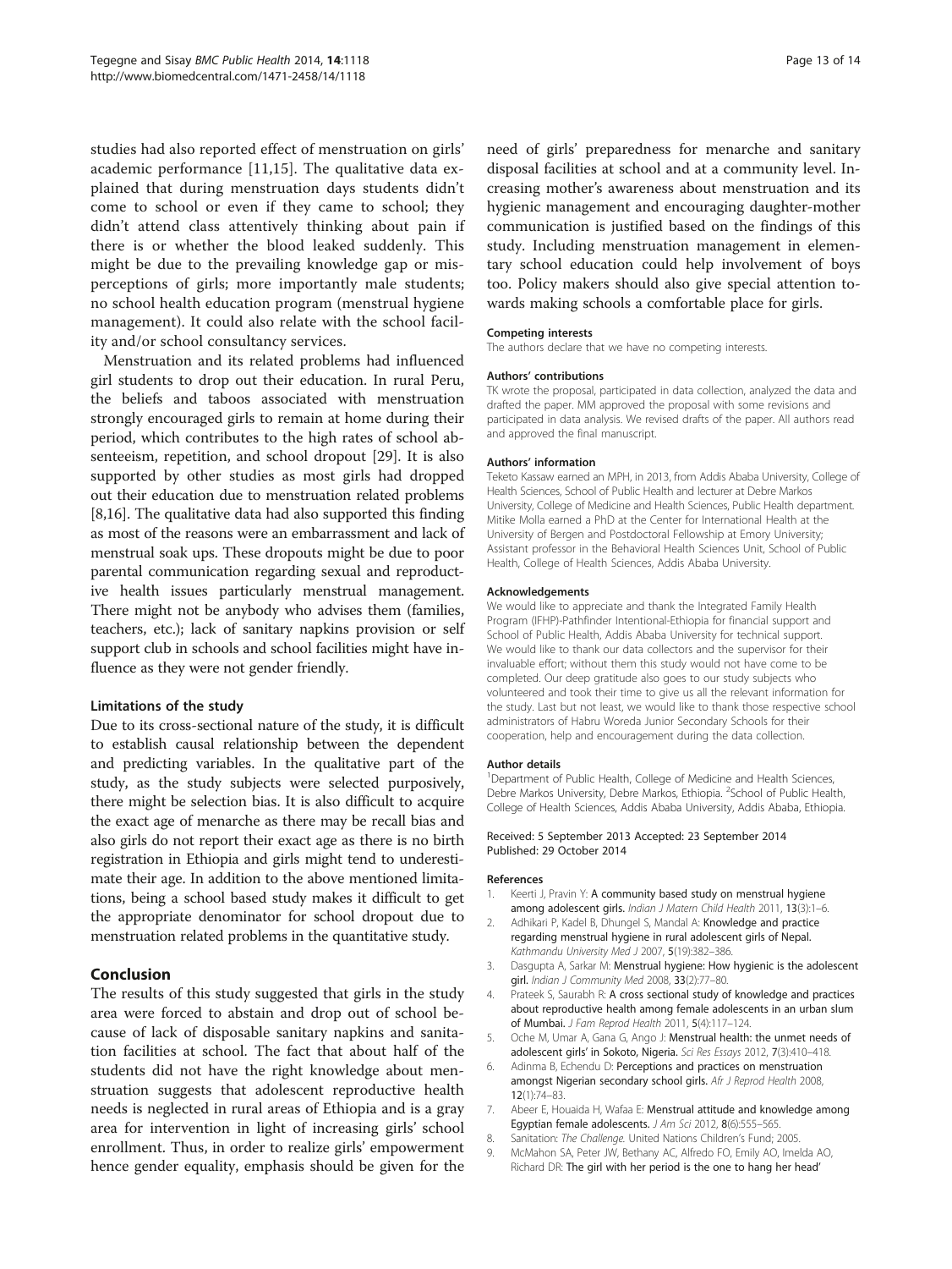studies had also reported effect of menstruation on girls' academic performance [11,15]. The qualitative data explained that during menstruation days students didn't come to school or even if they came to school; they didn't attend class attentively thinking about pain if there is or whether the blood leaked suddenly. This might be due to the prevailing knowledge gap or misperceptions of girls; more importantly male students; no school health education program (menstrual hygiene management). It could also relate with the school facility and/or school consultancy services.

Menstruation and its related problems had influenced girl students to drop out their education. In rural Peru, the beliefs and taboos associated with menstruation strongly encouraged girls to remain at home during their period, which contributes to the high rates of school absenteeism, repetition, and school dropout [29]. It is also supported by other studies as most girls had dropped out their education due to menstruation related problems [8,16]. The qualitative data had also supported this finding as most of the reasons were an embarrassment and lack of menstrual soak ups. These dropouts might be due to poor parental communication regarding sexual and reproductive health issues particularly menstrual management. There might not be anybody who advises them (families, teachers, etc.); lack of sanitary napkins provision or self support club in schools and school facilities might have influence as they were not gender friendly.

### Limitations of the study

Due to its cross-sectional nature of the study, it is difficult to establish causal relationship between the dependent and predicting variables. In the qualitative part of the study, as the study subjects were selected purposively, there might be selection bias. It is also difficult to acquire the exact age of menarche as there may be recall bias and also girls do not report their exact age as there is no birth registration in Ethiopia and girls might tend to underestimate their age. In addition to the above mentioned limitations, being a school based study makes it difficult to get the appropriate denominator for school dropout due to menstruation related problems in the quantitative study.

## Conclusion

The results of this study suggested that girls in the study area were forced to abstain and drop out of school because of lack of disposable sanitary napkins and sanitation facilities at school. The fact that about half of the students did not have the right knowledge about menstruation suggests that adolescent reproductive health needs is neglected in rural areas of Ethiopia and is a gray area for intervention in light of increasing girls' school enrollment. Thus, in order to realize girls' empowerment hence gender equality, emphasis should be given for the need of girls' preparedness for menarche and sanitary disposal facilities at school and at a community level. Increasing mother's awareness about menstruation and its hygienic management and encouraging daughter-mother communication is justified based on the findings of this study. Including menstruation management in elementary school education could help involvement of boys too. Policy makers should also give special attention towards making schools a comfortable place for girls.

#### Competing interests

The authors declare that we have no competing interests.

#### Authors' contributions

TK wrote the proposal, participated in data collection, analyzed the data and drafted the paper. MM approved the proposal with some revisions and participated in data analysis. We revised drafts of the paper. All authors read and approved the final manuscript.

#### Authors' information

Teketo Kassaw earned an MPH, in 2013, from Addis Ababa University, College of Health Sciences, School of Public Health and lecturer at Debre Markos University, College of Medicine and Health Sciences, Public Health department. Mitike Molla earned a PhD at the Center for International Health at the University of Bergen and Postdoctoral Fellowship at Emory University; Assistant professor in the Behavioral Health Sciences Unit, School of Public Health, College of Health Sciences, Addis Ababa University.

#### Acknowledgements

We would like to appreciate and thank the Integrated Family Health Program (IFHP)-Pathfinder Intentional-Ethiopia for financial support and School of Public Health, Addis Ababa University for technical support. We would like to thank our data collectors and the supervisor for their invaluable effort; without them this study would not have come to be completed. Our deep gratitude also goes to our study subjects who volunteered and took their time to give us all the relevant information for the study. Last but not least, we would like to thank those respective school administrators of Habru Woreda Junior Secondary Schools for their cooperation, help and encouragement during the data collection.

#### Author details

[1]Department of Public Health, College of Medicine and Health Sciences, Debre Markos University, Debre Markos, Ethiopia. [2]School of Public Health, College of Health Sciences, Addis Ababa University, Addis Ababa, Ethiopia.

Received: 5 September 2013 Accepted: 23 September 2014
Published: 29 October 2014

#### References

1. Keerti J, Pravin Y: **A community based study on menstrual hygiene among adolescent girls.** *Indian J Matern Child Health* 2011, **13**(3):1–6.
2. Adhikari P, Kadel B, Dhungel S, Mandal A: **Knowledge and practice regarding menstrual hygiene in rural adolescent girls of Nepal.** *Kathmandu University Med J* 2007, **5**(19):382–386.
3. Dasgupta A, Sarkar M: **Menstrual hygiene: How hygienic is the adolescent girl.** *Indian J Community Med* 2008, **33**(2):77–80.
4. Prateek S, Saurabh R: **A cross sectional study of knowledge and practices about reproductive health among female adolescents in an urban slum of Mumbai.** *J Fam Reprod Health* 2011, **5**(4):117–124.
5. Oche M, Umar A, Gana G, Ango J: **Menstrual health: the unmet needs of adolescent girls' in Sokoto, Nigeria.** *Sci Res Essays* 2012, **7**(3):410–418.
6. Adinma B, Echendu D: **Perceptions and practices on menstruation amongst Nigerian secondary school girls.** *Afr J Reprod Health* 2008, **12**(1):74–83.
7. Abeer E, Houaida H, Wafaa E: **Menstrual attitude and knowledge among Egyptian female adolescents.** *J Am Sci* 2012, **8**(6):555–565.
8. Sanitation: *The Challenge.* United Nations Children's Fund; 2005.
9. McMahon SA, Peter JW, Bethany AC, Alfredo FO, Emily AO, Imelda AO, Richard DR: **The girl with her period is the one to hang her head'**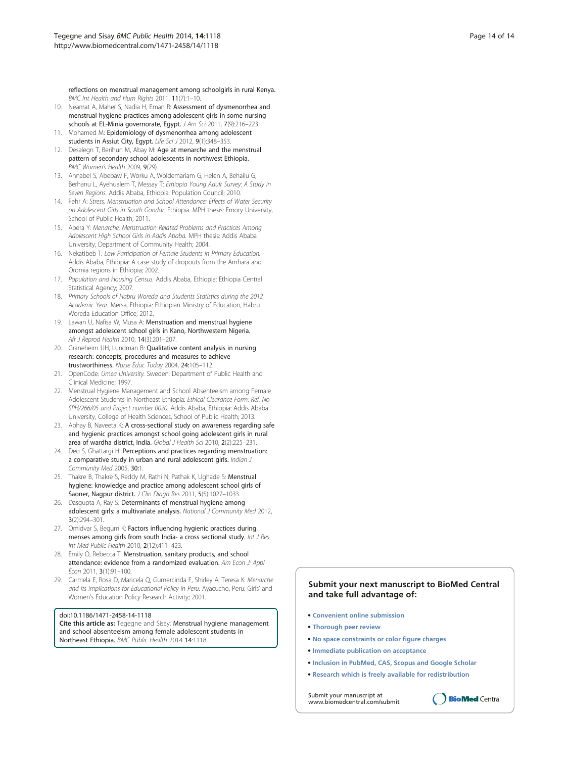reflections on menstrual management among schoolgirls in rural Kenya. *BMC Int Health and Hum Rights* 2011, **11**(7):1–10.

10. Neamat A, Maher S, Nadia H, Eman R: **Assessment of dysmenorrhea and menstrual hygiene practices among adolescent girls in some nursing schools at EL-Minia governorate, Egypt.** *J Am Sci* 2011, **7**(9):216–223.
11. Mohamed M: **Epidemiology of dysmenorrhea among adolescent students in Assiut City, Egypt.** *Life Sci J* 2012, **9**(1):348–353.
12. Desalegn T, Berihun M, Abay M: **Age at menarche and the menstrual pattern of secondary school adolescents in northwest Ethiopia.** *BMC Women's Health* 2009, **9**(29).
13. Annabel S, Abebaw F, Worku A, Woldemariam G, Helen A, Behailu G, Berhanu L, Ayehualem T, Messay T: *Ethiopia Young Adult Survey: A Study in Seven Regions.* Addis Ababa, Ethiopia: Population Council; 2010.
14. Fehr A: *Stress, Menstruation and School Attendance: Effects of Water Security on Adolescent Girls in South Gondar.* Ethiopia. MPH thesis: Emory University, School of Public Health; 2011.
15. Abera Y: *Menarche, Menstruation Related Problems and Practices Among Adolescent High School Girls in Addis Ababa.* MPH thesis: Addis Ababa University, Department of Community Health; 2004.
16. Nekatibeb T: *Low Participation of Female Students in Primary Education.* Addis Ababa, Ethiopia: A case study of dropouts from the Amhara and Oromia regions in Ethiopia; 2002.
17. *Population and Housing Census.* Addis Ababa, Ethiopia: Ethiopia Central Statistical Agency; 2007.
18. *Primary Schools of Habru Woreda and Students Statistics during the 2012 Academic Year.* Mersa, Ethiopia: Ethiopian Ministry of Education, Habru Woreda Education Office; 2012.
19. Lawan U, Nafisa W, Musa A: **Menstruation and menstrual hygiene amongst adolescent school girls in Kano, Northwestern Nigeria.** *Afr J Reprod Health* 2010, **14**(3):201–207.
20. Graneheim UH, Lundman B: **Qualitative content analysis in nursing research: concepts, procedures and measures to achieve trustworthiness.** *Nurse Educ Today* 2004, **24**:105–112.
21. OpenCode: *Umea University.* Sweden: Department of Public Health and Clinical Medicine; 1997.
22. Menstrual Hygiene Management and School Absenteeism among Female Adolescent Students in Northeast Ethiopia: *Ethical Clearance Form: Ref. No SPH/266/05 and Project number 0020.* Addis Ababa, Ethiopia: Addis Ababa University, College of Health Sciences, School of Public Health; 2013.
23. Abhay B, Naveeta K: **A cross-sectional study on awareness regarding safe and hygienic practices amongst school going adolescent girls in rural area of wardha district, India.** *Global J Health Sci* 2010, **2**(2):225–231.
24. Deo S, Ghattargi H: **Perceptions and practices regarding menstruation: a comparative study in urban and rural adolescent girls.** *Indian J Community Med* 2005, **30**:1.
25. Thakre B, Thakre S, Reddy M, Rathi N, Pathak K, Ughade S: **Menstrual hygiene: knowledge and practice among adolescent school girls of Saoner, Nagpur district.** *J Clin Diagn Res* 2011, **5**(5):1027–1033.
26. Dasgupta A, Ray S: **Determinants of menstrual hygiene among adolescent girls: a multivariate analysis.** *National J Community Med* 2012, **3**(2):294–301.
27. Omidvar S, Begum K: **Factors influencing hygienic practices during menses among girls from south India- a cross sectional study.** *Int J Res Int Med Public Health* 2010, **2**(12):411–423.
28. Emily O, Rebecca T: **Menstruation, sanitary products, and school attendance: evidence from a randomized evaluation.** *Am Econ J: Appl Econ* 2011, **3**(1):91–100.
29. Carmela E, Rosa D, Maricela Q, Gumercinda F, Shirley A, Teresa K: *Menarche and its implications for Educational Policy in Peru.* Ayacucho, Peru: Girls' and Women's Education Policy Research Activity; 2001.

doi:10.1186/1471-2458-14-1118

**Cite this article as:** Tegegne and Sisay: Menstrual hygiene management and school absenteeism among female adolescent students in Northeast Ethiopia. *BMC Public Health* 2014 **14**:1118.

**Submit your next manuscript to BioMed Central and take full advantage of:**

- **Convenient online submission**
- **Thorough peer review**
- **No space constraints or color figure charges**
- **Immediate publication on acceptance**
- **Inclusion in PubMed, CAS, Scopus and Google Scholar**
- **Research which is freely available for redistribution**

Submit your manuscript at
www.biomedcentral.com/submit

BioMed Central